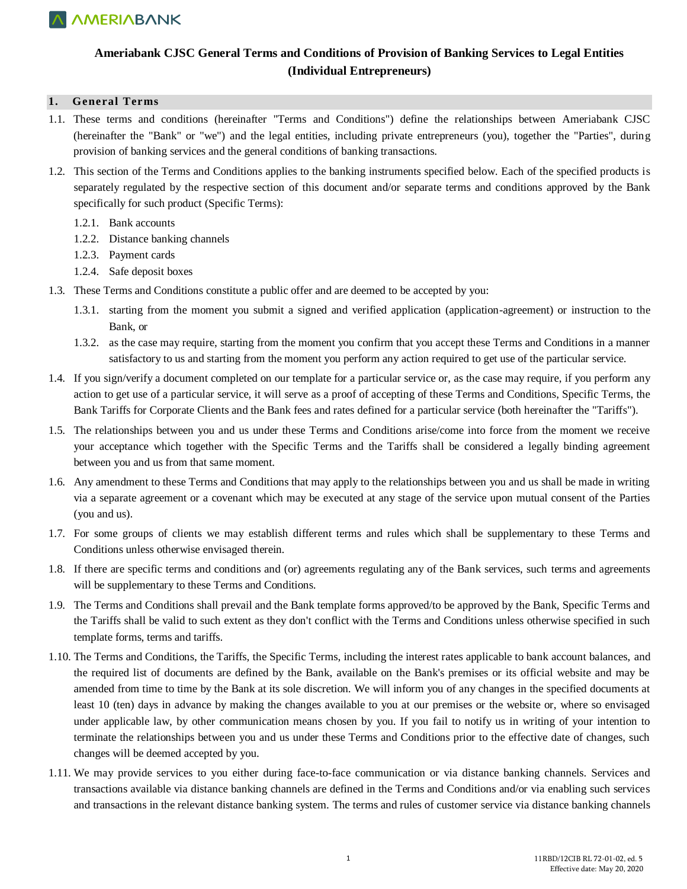# Ameriabank CJSC General Terms and Conditions of Provision of Banking Services to Legal Entities (Individual Entrepreneurs)

## 1. General Terms

1.1. These terms and conditions (hereinafter "Terms and Conditions") define the relationships between Ameriabank CJSC (hereinafter the "Bank" or "we") and the legal entities, including private entrepreneurs (you), together the "Parties", during provision of banking services and the general conditions of banking transactions.

1.2. This section of the Terms and Conditions applies to the banking instruments specified below. Each of the specified products is separately regulated by the respective section of this document and/or separate terms and conditions approved by the Bank specifically for such product (Specific Terms):

- 1.2.1. Bank accounts
- 1.2.2. Distance banking channels
- 1.2.3. Payment cards
- 1.2.4. Safe deposit boxes

1.3. These Terms and Conditions constitute a public offer and are deemed to be accepted by you:

- 1.3.1. starting from the moment you submit a signed and verified application (application-agreement) or instruction to the Bank, or
- 1.3.2. as the case may require, starting from the moment you confirm that you accept these Terms and Conditions in a manner satisfactory to us and starting from the moment you perform any action required to get use of the particular service.

1.4. If you sign/verify a document completed on our template for a particular service or, as the case may require, if you perform any action to get use of a particular service, it will serve as a proof of accepting of these Terms and Conditions, Specific Terms, the Bank Tariffs for Corporate Clients and the Bank fees and rates defined for a particular service (both hereinafter the "Tariffs").

1.5. The relationships between you and us under these Terms and Conditions arise/come into force from the moment we receive your acceptance which together with the Specific Terms and the Tariffs shall be considered a legally binding agreement between you and us from that same moment.

1.6. Any amendment to these Terms and Conditions that may apply to the relationships between you and us shall be made in writing via a separate agreement or a covenant which may be executed at any stage of the service upon mutual consent of the Parties (you and us).

1.7. For some groups of clients we may establish different terms and rules which shall be supplementary to these Terms and Conditions unless otherwise envisaged therein.

1.8. If there are specific terms and conditions and (or) agreements regulating any of the Bank services, such terms and agreements will be supplementary to these Terms and Conditions.

1.9. The Terms and Conditions shall prevail and the Bank template forms approved/to be approved by the Bank, Specific Terms and the Tariffs shall be valid to such extent as they don't conflict with the Terms and Conditions unless otherwise specified in such template forms, terms and tariffs.

1.10. The Terms and Conditions, the Tariffs, the Specific Terms, including the interest rates applicable to bank account balances, and the required list of documents are defined by the Bank, available on the Bank's premises or its official website and may be amended from time to time by the Bank at its sole discretion. We will inform you of any changes in the specified documents at least 10 (ten) days in advance by making the changes available to you at our premises or the website or, where so envisaged under applicable law, by other communication means chosen by you. If you fail to notify us in writing of your intention to terminate the relationships between you and us under these Terms and Conditions prior to the effective date of changes, such changes will be deemed accepted by you.

1.11. We may provide services to you either during face-to-face communication or via distance banking channels. Services and transactions available via distance banking channels are defined in the Terms and Conditions and/or via enabling such services and transactions in the relevant distance banking system. The terms and rules of customer service via distance banking channels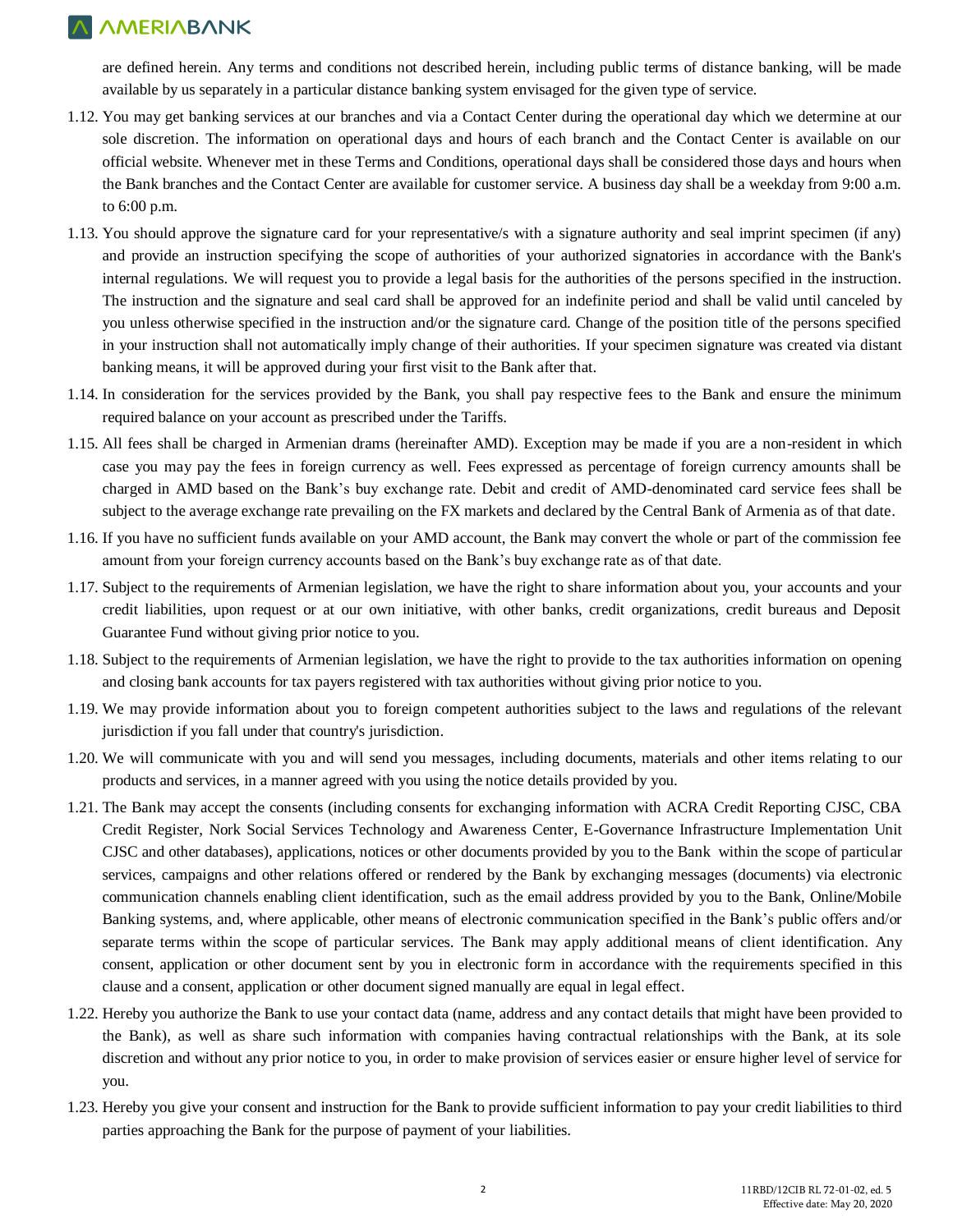are defined herein. Any terms and conditions not described herein, including public terms of distance banking, will be made available by us separately in a particular distance banking system envisaged for the given type of service.

1.12. You may get banking services at our branches and via a Contact Center during the operational day which we determine at our sole discretion. The information on operational days and hours of each branch and the Contact Center is available on our official website. Whenever met in these Terms and Conditions, operational days shall be considered those days and hours when the Bank branches and the Contact Center are available for customer service. A business day shall be a weekday from 9:00 a.m. to 6:00 p.m.

1.13. You should approve the signature card for your representative/s with a signature authority and seal imprint specimen (if any) and provide an instruction specifying the scope of authorities of your authorized signatories in accordance with the Bank's internal regulations. We will request you to provide a legal basis for the authorities of the persons specified in the instruction. The instruction and the signature and seal card shall be approved for an indefinite period and shall be valid until canceled by you unless otherwise specified in the instruction and/or the signature card. Change of the position title of the persons specified in your instruction shall not automatically imply change of their authorities. If your specimen signature was created via distant banking means, it will be approved during your first visit to the Bank after that.

1.14. In consideration for the services provided by the Bank, you shall pay respective fees to the Bank and ensure the minimum required balance on your account as prescribed under the Tariffs.

1.15. All fees shall be charged in Armenian drams (hereinafter AMD). Exception may be made if you are a non-resident in which case you may pay the fees in foreign currency as well. Fees expressed as percentage of foreign currency amounts shall be charged in AMD based on the Bank's buy exchange rate. Debit and credit of AMD-denominated card service fees shall be subject to the average exchange rate prevailing on the FX markets and declared by the Central Bank of Armenia as of that date.

1.16. If you have no sufficient funds available on your AMD account, the Bank may convert the whole or part of the commission fee amount from your foreign currency accounts based on the Bank's buy exchange rate as of that date.

1.17. Subject to the requirements of Armenian legislation, we have the right to share information about you, your accounts and your credit liabilities, upon request or at our own initiative, with other banks, credit organizations, credit bureaus and Deposit Guarantee Fund without giving prior notice to you.

1.18. Subject to the requirements of Armenian legislation, we have the right to provide to the tax authorities information on opening and closing bank accounts for tax payers registered with tax authorities without giving prior notice to you.

1.19. We may provide information about you to foreign competent authorities subject to the laws and regulations of the relevant jurisdiction if you fall under that country's jurisdiction.

1.20. We will communicate with you and will send you messages, including documents, materials and other items relating to our products and services, in a manner agreed with you using the notice details provided by you.

1.21. The Bank may accept the consents (including consents for exchanging information with ACRA Credit Reporting CJSC, CBA Credit Register, Nork Social Services Technology and Awareness Center, E-Governance Infrastructure Implementation Unit CJSC and other databases), applications, notices or other documents provided by you to the Bank within the scope of particular services, campaigns and other relations offered or rendered by the Bank by exchanging messages (documents) via electronic communication channels enabling client identification, such as the email address provided by you to the Bank, Online/Mobile Banking systems, and, where applicable, other means of electronic communication specified in the Bank's public offers and/or separate terms within the scope of particular services. The Bank may apply additional means of client identification. Any consent, application or other document sent by you in electronic form in accordance with the requirements specified in this clause and a consent, application or other document signed manually are equal in legal effect.

1.22. Hereby you authorize the Bank to use your contact data (name, address and any contact details that might have been provided to the Bank), as well as share such information with companies having contractual relationships with the Bank, at its sole discretion and without any prior notice to you, in order to make provision of services easier or ensure higher level of service for you.

1.23. Hereby you give your consent and instruction for the Bank to provide sufficient information to pay your credit liabilities to third parties approaching the Bank for the purpose of payment of your liabilities.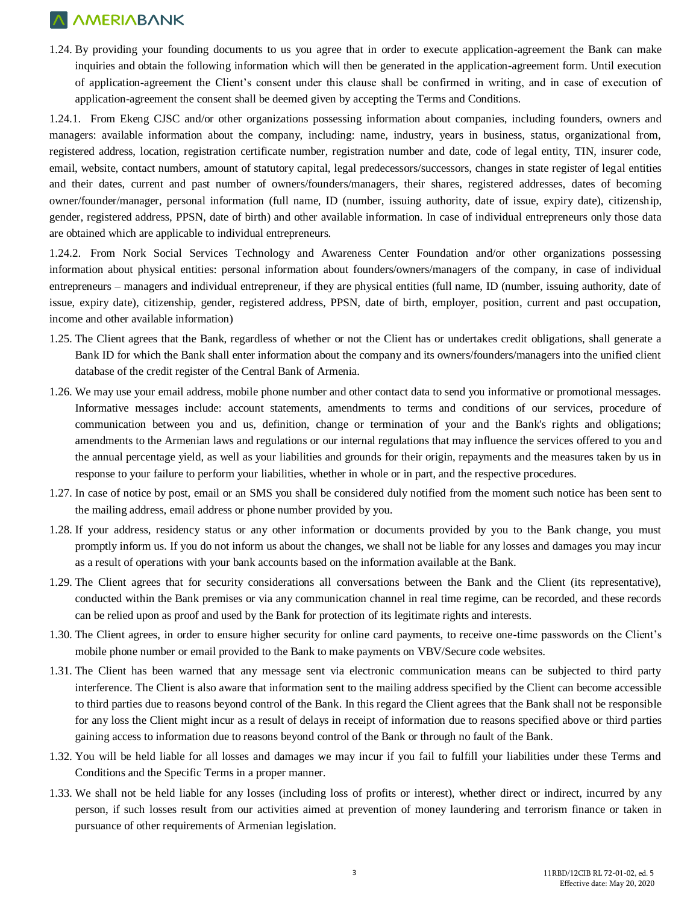1.24. By providing your founding documents to us you agree that in order to execute application-agreement the Bank can make inquiries and obtain the following information which will then be generated in the application-agreement form. Until execution of application-agreement the Client's consent under this clause shall be confirmed in writing, and in case of execution of application-agreement the consent shall be deemed given by accepting the Terms and Conditions.

1.24.1. From Ekeng CJSC and/or other organizations possessing information about companies, including founders, owners and managers: available information about the company, including: name, industry, years in business, status, organizational from, registered address, location, registration certificate number, registration number and date, code of legal entity, TIN, insurer code, email, website, contact numbers, amount of statutory capital, legal predecessors/successors, changes in state register of legal entities and their dates, current and past number of owners/founders/managers, their shares, registered addresses, dates of becoming owner/founder/manager, personal information (full name, ID (number, issuing authority, date of issue, expiry date), citizenship, gender, registered address, PPSN, date of birth) and other available information. In case of individual entrepreneurs only those data are obtained which are applicable to individual entrepreneurs.

1.24.2. From Nork Social Services Technology and Awareness Center Foundation and/or other organizations possessing information about physical entities: personal information about founders/owners/managers of the company, in case of individual entrepreneurs – managers and individual entrepreneur, if they are physical entities (full name, ID (number, issuing authority, date of issue, expiry date), citizenship, gender, registered address, PPSN, date of birth, employer, position, current and past occupation, income and other available information)

1.25. The Client agrees that the Bank, regardless of whether or not the Client has or undertakes credit obligations, shall generate a Bank ID for which the Bank shall enter information about the company and its owners/founders/managers into the unified client database of the credit register of the Central Bank of Armenia.

1.26. We may use your email address, mobile phone number and other contact data to send you informative or promotional messages. Informative messages include: account statements, amendments to terms and conditions of our services, procedure of communication between you and us, definition, change or termination of your and the Bank's rights and obligations; amendments to the Armenian laws and regulations or our internal regulations that may influence the services offered to you and the annual percentage yield, as well as your liabilities and grounds for their origin, repayments and the measures taken by us in response to your failure to perform your liabilities, whether in whole or in part, and the respective procedures.

1.27. In case of notice by post, email or an SMS you shall be considered duly notified from the moment such notice has been sent to the mailing address, email address or phone number provided by you.

1.28. If your address, residency status or any other information or documents provided by you to the Bank change, you must promptly inform us. If you do not inform us about the changes, we shall not be liable for any losses and damages you may incur as a result of operations with your bank accounts based on the information available at the Bank.

1.29. The Client agrees that for security considerations all conversations between the Bank and the Client (its representative), conducted within the Bank premises or via any communication channel in real time regime, can be recorded, and these records can be relied upon as proof and used by the Bank for protection of its legitimate rights and interests.

1.30. The Client agrees, in order to ensure higher security for online card payments, to receive one-time passwords on the Client's mobile phone number or email provided to the Bank to make payments on VBV/Secure code websites.

1.31. The Client has been warned that any message sent via electronic communication means can be subjected to third party interference. The Client is also aware that information sent to the mailing address specified by the Client can become accessible to third parties due to reasons beyond control of the Bank. In this regard the Client agrees that the Bank shall not be responsible for any loss the Client might incur as a result of delays in receipt of information due to reasons specified above or third parties gaining access to information due to reasons beyond control of the Bank or through no fault of the Bank.

1.32. You will be held liable for all losses and damages we may incur if you fail to fulfill your liabilities under these Terms and Conditions and the Specific Terms in a proper manner.

1.33. We shall not be held liable for any losses (including loss of profits or interest), whether direct or indirect, incurred by any person, if such losses result from our activities aimed at prevention of money laundering and terrorism finance or taken in pursuance of other requirements of Armenian legislation.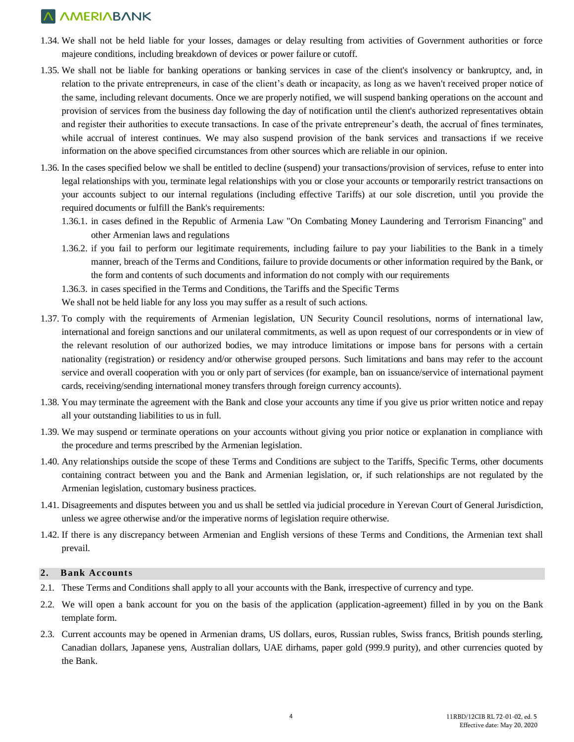1.34. We shall not be held liable for your losses, damages or delay resulting from activities of Government authorities or force majeure conditions, including breakdown of devices or power failure or cutoff.

1.35. We shall not be liable for banking operations or banking services in case of the client's insolvency or bankruptcy, and, in relation to the private entrepreneurs, in case of the client's death or incapacity, as long as we haven't received proper notice of the same, including relevant documents. Once we are properly notified, we will suspend banking operations on the account and provision of services from the business day following the day of notification until the client's authorized representatives obtain and register their authorities to execute transactions. In case of the private entrepreneur's death, the accrual of fines terminates, while accrual of interest continues. We may also suspend provision of the bank services and transactions if we receive information on the above specified circumstances from other sources which are reliable in our opinion.

1.36. In the cases specified below we shall be entitled to decline (suspend) your transactions/provision of services, refuse to enter into legal relationships with you, terminate legal relationships with you or close your accounts or temporarily restrict transactions on your accounts subject to our internal regulations (including effective Tariffs) at our sole discretion, until you provide the required documents or fulfill the Bank's requirements:

  1.36.1. in cases defined in the Republic of Armenia Law "On Combating Money Laundering and Terrorism Financing" and other Armenian laws and regulations

  1.36.2. if you fail to perform our legitimate requirements, including failure to pay your liabilities to the Bank in a timely manner, breach of the Terms and Conditions, failure to provide documents or other information required by the Bank, or the form and contents of such documents and information do not comply with our requirements

  1.36.3. in cases specified in the Terms and Conditions, the Tariffs and the Specific Terms

  We shall not be held liable for any loss you may suffer as a result of such actions.

1.37. To comply with the requirements of Armenian legislation, UN Security Council resolutions, norms of international law, international and foreign sanctions and our unilateral commitments, as well as upon request of our correspondents or in view of the relevant resolution of our authorized bodies, we may introduce limitations or impose bans for persons with a certain nationality (registration) or residency and/or otherwise grouped persons. Such limitations and bans may refer to the account service and overall cooperation with you or only part of services (for example, ban on issuance/service of international payment cards, receiving/sending international money transfers through foreign currency accounts).

1.38. You may terminate the agreement with the Bank and close your accounts any time if you give us prior written notice and repay all your outstanding liabilities to us in full.

1.39. We may suspend or terminate operations on your accounts without giving you prior notice or explanation in compliance with the procedure and terms prescribed by the Armenian legislation.

1.40. Any relationships outside the scope of these Terms and Conditions are subject to the Tariffs, Specific Terms, other documents containing contract between you and the Bank and Armenian legislation, or, if such relationships are not regulated by the Armenian legislation, customary business practices.

1.41. Disagreements and disputes between you and us shall be settled via judicial procedure in Yerevan Court of General Jurisdiction, unless we agree otherwise and/or the imperative norms of legislation require otherwise.

1.42. If there is any discrepancy between Armenian and English versions of these Terms and Conditions, the Armenian text shall prevail.

## 2. Bank Accounts

2.1. These Terms and Conditions shall apply to all your accounts with the Bank, irrespective of currency and type.

2.2. We will open a bank account for you on the basis of the application (application-agreement) filled in by you on the Bank template form.

2.3. Current accounts may be opened in Armenian drams, US dollars, euros, Russian rubles, Swiss francs, British pounds sterling, Canadian dollars, Japanese yens, Australian dollars, UAE dirhams, paper gold (999.9 purity), and other currencies quoted by the Bank.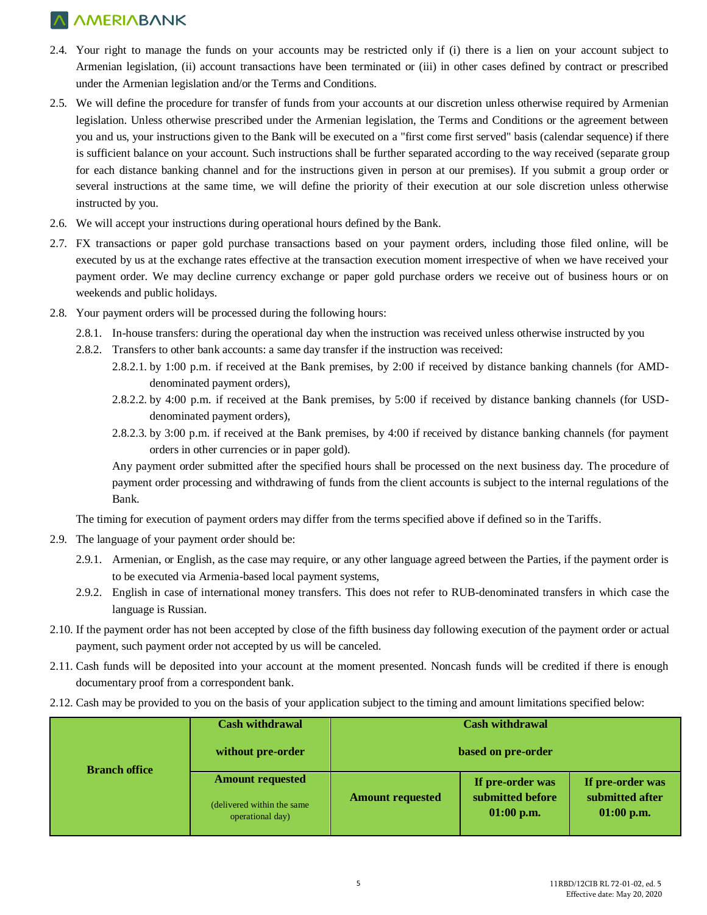2.4. Your right to manage the funds on your accounts may be restricted only if (i) there is a lien on your account subject to Armenian legislation, (ii) account transactions have been terminated or (iii) in other cases defined by contract or prescribed under the Armenian legislation and/or the Terms and Conditions.

2.5. We will define the procedure for transfer of funds from your accounts at our discretion unless otherwise required by Armenian legislation. Unless otherwise prescribed under the Armenian legislation, the Terms and Conditions or the agreement between you and us, your instructions given to the Bank will be executed on a "first come first served" basis (calendar sequence) if there is sufficient balance on your account. Such instructions shall be further separated according to the way received (separate group for each distance banking channel and for the instructions given in person at our premises). If you submit a group order or several instructions at the same time, we will define the priority of their execution at our sole discretion unless otherwise instructed by you.

2.6. We will accept your instructions during operational hours defined by the Bank.

2.7. FX transactions or paper gold purchase transactions based on your payment orders, including those filed online, will be executed by us at the exchange rates effective at the transaction execution moment irrespective of when we have received your payment order. We may decline currency exchange or paper gold purchase orders we receive out of business hours or on weekends and public holidays.

2.8. Your payment orders will be processed during the following hours:

2.8.1. In-house transfers: during the operational day when the instruction was received unless otherwise instructed by you

2.8.2. Transfers to other bank accounts: a same day transfer if the instruction was received:

2.8.2.1. by 1:00 p.m. if received at the Bank premises, by 2:00 if received by distance banking channels (for AMD-denominated payment orders),

2.8.2.2. by 4:00 p.m. if received at the Bank premises, by 5:00 if received by distance banking channels (for USD-denominated payment orders),

2.8.2.3. by 3:00 p.m. if received at the Bank premises, by 4:00 if received by distance banking channels (for payment orders in other currencies or in paper gold).

Any payment order submitted after the specified hours shall be processed on the next business day. The procedure of payment order processing and withdrawing of funds from the client accounts is subject to the internal regulations of the Bank.

The timing for execution of payment orders may differ from the terms specified above if defined so in the Tariffs.

2.9. The language of your payment order should be:

2.9.1. Armenian, or English, as the case may require, or any other language agreed between the Parties, if the payment order is to be executed via Armenia-based local payment systems,

2.9.2. English in case of international money transfers. This does not refer to RUB-denominated transfers in which case the language is Russian.

2.10. If the payment order has not been accepted by close of the fifth business day following execution of the payment order or actual payment, such payment order not accepted by us will be canceled.

2.11. Cash funds will be deposited into your account at the moment presented. Noncash funds will be credited if there is enough documentary proof from a correspondent bank.

2.12. Cash may be provided to you on the basis of your application subject to the timing and amount limitations specified below:

| **Branch office** | **Cash withdrawal without pre-order** | **Cash withdrawal based on pre-order** | | |
|---|---|---|---|---|
| | **Amount requested** (delivered within the same operational day) | **Amount requested** | **If pre-order was submitted before 01:00 p.m.** | **If pre-order was submitted after 01:00 p.m.** |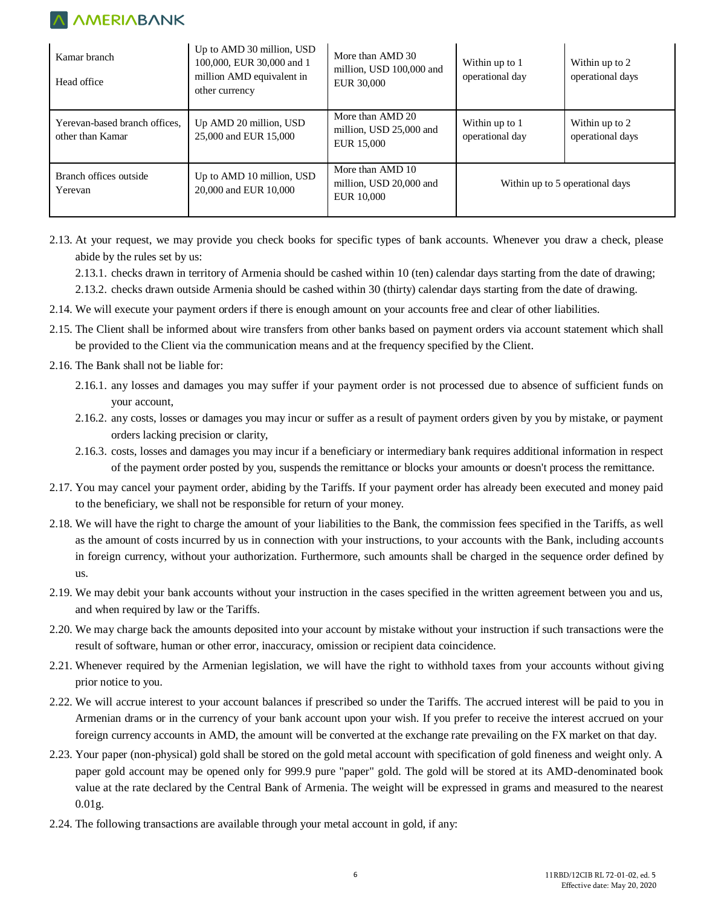| Kamar branch<br><br>Head office | Up to AMD 30 million, USD 100,000, EUR 30,000 and 1 million AMD equivalent in other currency | More than AMD 30 million, USD 100,000 and EUR 30,000 | Within up to 1 operational day | Within up to 2 operational days |
|---|---|---|---|---|
| Yerevan-based branch offices, other than Kamar | Up AMD 20 million, USD 25,000 and EUR 15,000 | More than AMD 20 million, USD 25,000 and EUR 15,000 | Within up to 1 operational day | Within up to 2 operational days |
| Branch offices outside Yerevan | Up to AMD 10 million, USD 20,000 and EUR 10,000 | More than AMD 10 million, USD 20,000 and EUR 10,000 | Within up to 5 operational days | |

2.13. At your request, we may provide you check books for specific types of bank accounts. Whenever you draw a check, please abide by the rules set by us:

2.13.1. checks drawn in territory of Armenia should be cashed within 10 (ten) calendar days starting from the date of drawing;

2.13.2. checks drawn outside Armenia should be cashed within 30 (thirty) calendar days starting from the date of drawing.

2.14. We will execute your payment orders if there is enough amount on your accounts free and clear of other liabilities.

2.15. The Client shall be informed about wire transfers from other banks based on payment orders via account statement which shall be provided to the Client via the communication means and at the frequency specified by the Client.

2.16. The Bank shall not be liable for:

2.16.1. any losses and damages you may suffer if your payment order is not processed due to absence of sufficient funds on your account,

2.16.2. any costs, losses or damages you may incur or suffer as a result of payment orders given by you by mistake, or payment orders lacking precision or clarity,

2.16.3. costs, losses and damages you may incur if a beneficiary or intermediary bank requires additional information in respect of the payment order posted by you, suspends the remittance or blocks your amounts or doesn't process the remittance.

2.17. You may cancel your payment order, abiding by the Tariffs. If your payment order has already been executed and money paid to the beneficiary, we shall not be responsible for return of your money.

2.18. We will have the right to charge the amount of your liabilities to the Bank, the commission fees specified in the Tariffs, as well as the amount of costs incurred by us in connection with your instructions, to your accounts with the Bank, including accounts in foreign currency, without your authorization. Furthermore, such amounts shall be charged in the sequence order defined by us.

2.19. We may debit your bank accounts without your instruction in the cases specified in the written agreement between you and us, and when required by law or the Tariffs.

2.20. We may charge back the amounts deposited into your account by mistake without your instruction if such transactions were the result of software, human or other error, inaccuracy, omission or recipient data coincidence.

2.21. Whenever required by the Armenian legislation, we will have the right to withhold taxes from your accounts without giving prior notice to you.

2.22. We will accrue interest to your account balances if prescribed so under the Tariffs. The accrued interest will be paid to you in Armenian drams or in the currency of your bank account upon your wish. If you prefer to receive the interest accrued on your foreign currency accounts in AMD, the amount will be converted at the exchange rate prevailing on the FX market on that day.

2.23. Your paper (non-physical) gold shall be stored on the gold metal account with specification of gold fineness and weight only. A paper gold account may be opened only for 999.9 pure "paper" gold. The gold will be stored at its AMD-denominated book value at the rate declared by the Central Bank of Armenia. The weight will be expressed in grams and measured to the nearest 0.01g.

2.24. The following transactions are available through your metal account in gold, if any: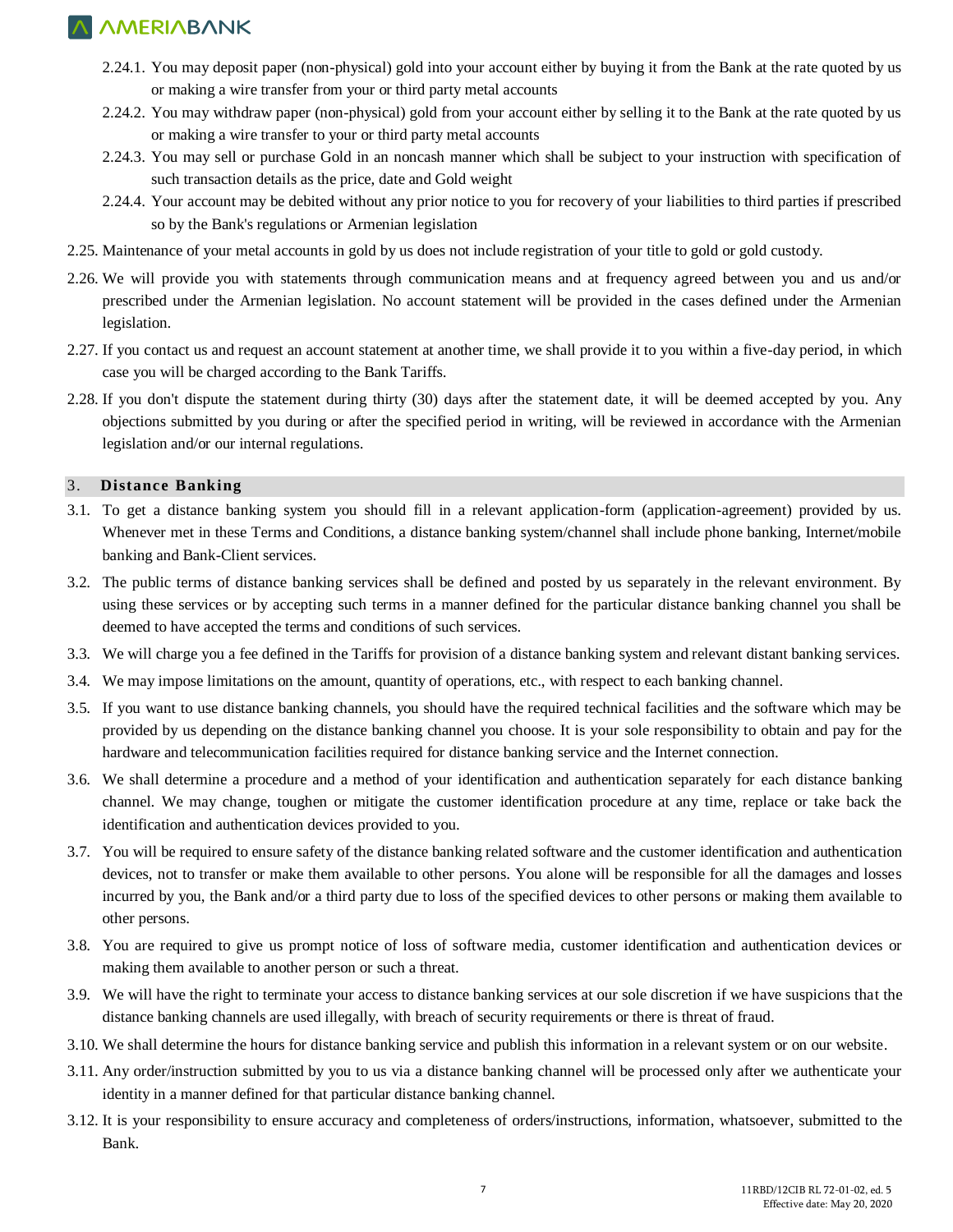2.24.1. You may deposit paper (non-physical) gold into your account either by buying it from the Bank at the rate quoted by us or making a wire transfer from your or third party metal accounts

2.24.2. You may withdraw paper (non-physical) gold from your account either by selling it to the Bank at the rate quoted by us or making a wire transfer to your or third party metal accounts

2.24.3. You may sell or purchase Gold in an noncash manner which shall be subject to your instruction with specification of such transaction details as the price, date and Gold weight

2.24.4. Your account may be debited without any prior notice to you for recovery of your liabilities to third parties if prescribed so by the Bank's regulations or Armenian legislation

2.25. Maintenance of your metal accounts in gold by us does not include registration of your title to gold or gold custody.

2.26. We will provide you with statements through communication means and at frequency agreed between you and us and/or prescribed under the Armenian legislation. No account statement will be provided in the cases defined under the Armenian legislation.

2.27. If you contact us and request an account statement at another time, we shall provide it to you within a five-day period, in which case you will be charged according to the Bank Tariffs.

2.28. If you don't dispute the statement during thirty (30) days after the statement date, it will be deemed accepted by you. Any objections submitted by you during or after the specified period in writing, will be reviewed in accordance with the Armenian legislation and/or our internal regulations.

## 3. Distance Banking

3.1. To get a distance banking system you should fill in a relevant application-form (application-agreement) provided by us. Whenever met in these Terms and Conditions, a distance banking system/channel shall include phone banking, Internet/mobile banking and Bank-Client services.

3.2. The public terms of distance banking services shall be defined and posted by us separately in the relevant environment. By using these services or by accepting such terms in a manner defined for the particular distance banking channel you shall be deemed to have accepted the terms and conditions of such services.

3.3. We will charge you a fee defined in the Tariffs for provision of a distance banking system and relevant distant banking services.

3.4. We may impose limitations on the amount, quantity of operations, etc., with respect to each banking channel.

3.5. If you want to use distance banking channels, you should have the required technical facilities and the software which may be provided by us depending on the distance banking channel you choose. It is your sole responsibility to obtain and pay for the hardware and telecommunication facilities required for distance banking service and the Internet connection.

3.6. We shall determine a procedure and a method of your identification and authentication separately for each distance banking channel. We may change, toughen or mitigate the customer identification procedure at any time, replace or take back the identification and authentication devices provided to you.

3.7. You will be required to ensure safety of the distance banking related software and the customer identification and authentication devices, not to transfer or make them available to other persons. You alone will be responsible for all the damages and losses incurred by you, the Bank and/or a third party due to loss of the specified devices to other persons or making them available to other persons.

3.8. You are required to give us prompt notice of loss of software media, customer identification and authentication devices or making them available to another person or such a threat.

3.9. We will have the right to terminate your access to distance banking services at our sole discretion if we have suspicions that the distance banking channels are used illegally, with breach of security requirements or there is threat of fraud.

3.10. We shall determine the hours for distance banking service and publish this information in a relevant system or on our website.

3.11. Any order/instruction submitted by you to us via a distance banking channel will be processed only after we authenticate your identity in a manner defined for that particular distance banking channel.

3.12. It is your responsibility to ensure accuracy and completeness of orders/instructions, information, whatsoever, submitted to the Bank.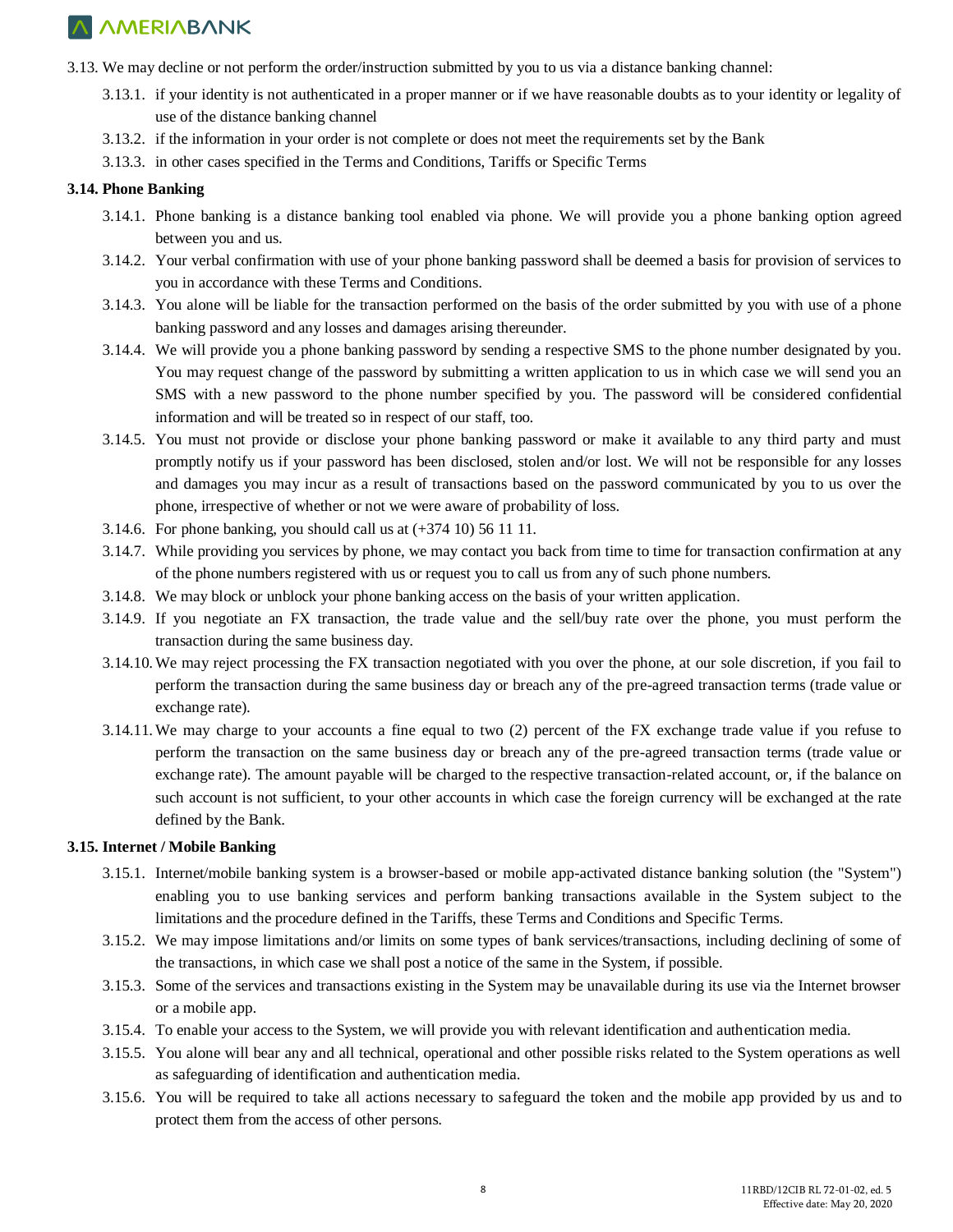3.13. We may decline or not perform the order/instruction submitted by you to us via a distance banking channel:

- 3.13.1. if your identity is not authenticated in a proper manner or if we have reasonable doubts as to your identity or legality of use of the distance banking channel
- 3.13.2. if the information in your order is not complete or does not meet the requirements set by the Bank
- 3.13.3. in other cases specified in the Terms and Conditions, Tariffs or Specific Terms

**3.14. Phone Banking**

- 3.14.1. Phone banking is a distance banking tool enabled via phone. We will provide you a phone banking option agreed between you and us.
- 3.14.2. Your verbal confirmation with use of your phone banking password shall be deemed a basis for provision of services to you in accordance with these Terms and Conditions.
- 3.14.3. You alone will be liable for the transaction performed on the basis of the order submitted by you with use of a phone banking password and any losses and damages arising thereunder.
- 3.14.4. We will provide you a phone banking password by sending a respective SMS to the phone number designated by you. You may request change of the password by submitting a written application to us in which case we will send you an SMS with a new password to the phone number specified by you. The password will be considered confidential information and will be treated so in respect of our staff, too.
- 3.14.5. You must not provide or disclose your phone banking password or make it available to any third party and must promptly notify us if your password has been disclosed, stolen and/or lost. We will not be responsible for any losses and damages you may incur as a result of transactions based on the password communicated by you to us over the phone, irrespective of whether or not we were aware of probability of loss.
- 3.14.6. For phone banking, you should call us at (+374 10) 56 11 11.
- 3.14.7. While providing you services by phone, we may contact you back from time to time for transaction confirmation at any of the phone numbers registered with us or request you to call us from any of such phone numbers.
- 3.14.8. We may block or unblock your phone banking access on the basis of your written application.
- 3.14.9. If you negotiate an FX transaction, the trade value and the sell/buy rate over the phone, you must perform the transaction during the same business day.
- 3.14.10. We may reject processing the FX transaction negotiated with you over the phone, at our sole discretion, if you fail to perform the transaction during the same business day or breach any of the pre-agreed transaction terms (trade value or exchange rate).
- 3.14.11. We may charge to your accounts a fine equal to two (2) percent of the FX exchange trade value if you refuse to perform the transaction on the same business day or breach any of the pre-agreed transaction terms (trade value or exchange rate). The amount payable will be charged to the respective transaction-related account, or, if the balance on such account is not sufficient, to your other accounts in which case the foreign currency will be exchanged at the rate defined by the Bank.

**3.15. Internet / Mobile Banking**

- 3.15.1. Internet/mobile banking system is a browser-based or mobile app-activated distance banking solution (the "System") enabling you to use banking services and perform banking transactions available in the System subject to the limitations and the procedure defined in the Tariffs, these Terms and Conditions and Specific Terms.
- 3.15.2. We may impose limitations and/or limits on some types of bank services/transactions, including declining of some of the transactions, in which case we shall post a notice of the same in the System, if possible.
- 3.15.3. Some of the services and transactions existing in the System may be unavailable during its use via the Internet browser or a mobile app.
- 3.15.4. To enable your access to the System, we will provide you with relevant identification and authentication media.
- 3.15.5. You alone will bear any and all technical, operational and other possible risks related to the System operations as well as safeguarding of identification and authentication media.
- 3.15.6. You will be required to take all actions necessary to safeguard the token and the mobile app provided by us and to protect them from the access of other persons.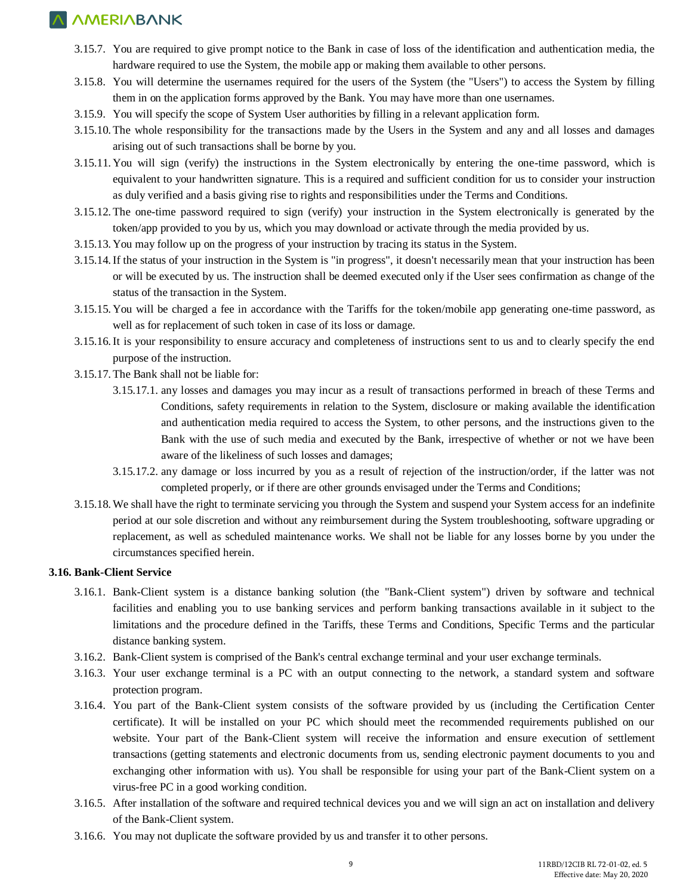3.15.7. You are required to give prompt notice to the Bank in case of loss of the identification and authentication media, the hardware required to use the System, the mobile app or making them available to other persons.

3.15.8. You will determine the usernames required for the users of the System (the "Users") to access the System by filling them in on the application forms approved by the Bank. You may have more than one usernames.

3.15.9. You will specify the scope of System User authorities by filling in a relevant application form.

3.15.10. The whole responsibility for the transactions made by the Users in the System and any and all losses and damages arising out of such transactions shall be borne by you.

3.15.11. You will sign (verify) the instructions in the System electronically by entering the one-time password, which is equivalent to your handwritten signature. This is a required and sufficient condition for us to consider your instruction as duly verified and a basis giving rise to rights and responsibilities under the Terms and Conditions.

3.15.12. The one-time password required to sign (verify) your instruction in the System electronically is generated by the token/app provided to you by us, which you may download or activate through the media provided by us.

3.15.13. You may follow up on the progress of your instruction by tracing its status in the System.

3.15.14. If the status of your instruction in the System is "in progress", it doesn't necessarily mean that your instruction has been or will be executed by us. The instruction shall be deemed executed only if the User sees confirmation as change of the status of the transaction in the System.

3.15.15. You will be charged a fee in accordance with the Tariffs for the token/mobile app generating one-time password, as well as for replacement of such token in case of its loss or damage.

3.15.16. It is your responsibility to ensure accuracy and completeness of instructions sent to us and to clearly specify the end purpose of the instruction.

3.15.17. The Bank shall not be liable for:

3.15.17.1. any losses and damages you may incur as a result of transactions performed in breach of these Terms and Conditions, safety requirements in relation to the System, disclosure or making available the identification and authentication media required to access the System, to other persons, and the instructions given to the Bank with the use of such media and executed by the Bank, irrespective of whether or not we have been aware of the likeliness of such losses and damages;

3.15.17.2. any damage or loss incurred by you as a result of rejection of the instruction/order, if the latter was not completed properly, or if there are other grounds envisaged under the Terms and Conditions;

3.15.18. We shall have the right to terminate servicing you through the System and suspend your System access for an indefinite period at our sole discretion and without any reimbursement during the System troubleshooting, software upgrading or replacement, as well as scheduled maintenance works. We shall not be liable for any losses borne by you under the circumstances specified herein.

**3.16. Bank-Client Service**

3.16.1. Bank-Client system is a distance banking solution (the "Bank-Client system") driven by software and technical facilities and enabling you to use banking services and perform banking transactions available in it subject to the limitations and the procedure defined in the Tariffs, these Terms and Conditions, Specific Terms and the particular distance banking system.

3.16.2. Bank-Client system is comprised of the Bank's central exchange terminal and your user exchange terminals.

3.16.3. Your user exchange terminal is a PC with an output connecting to the network, a standard system and software protection program.

3.16.4. You part of the Bank-Client system consists of the software provided by us (including the Certification Center certificate). It will be installed on your PC which should meet the recommended requirements published on our website. Your part of the Bank-Client system will receive the information and ensure execution of settlement transactions (getting statements and electronic documents from us, sending electronic payment documents to you and exchanging other information with us). You shall be responsible for using your part of the Bank-Client system on a virus-free PC in a good working condition.

3.16.5. After installation of the software and required technical devices you and we will sign an act on installation and delivery of the Bank-Client system.

3.16.6. You may not duplicate the software provided by us and transfer it to other persons.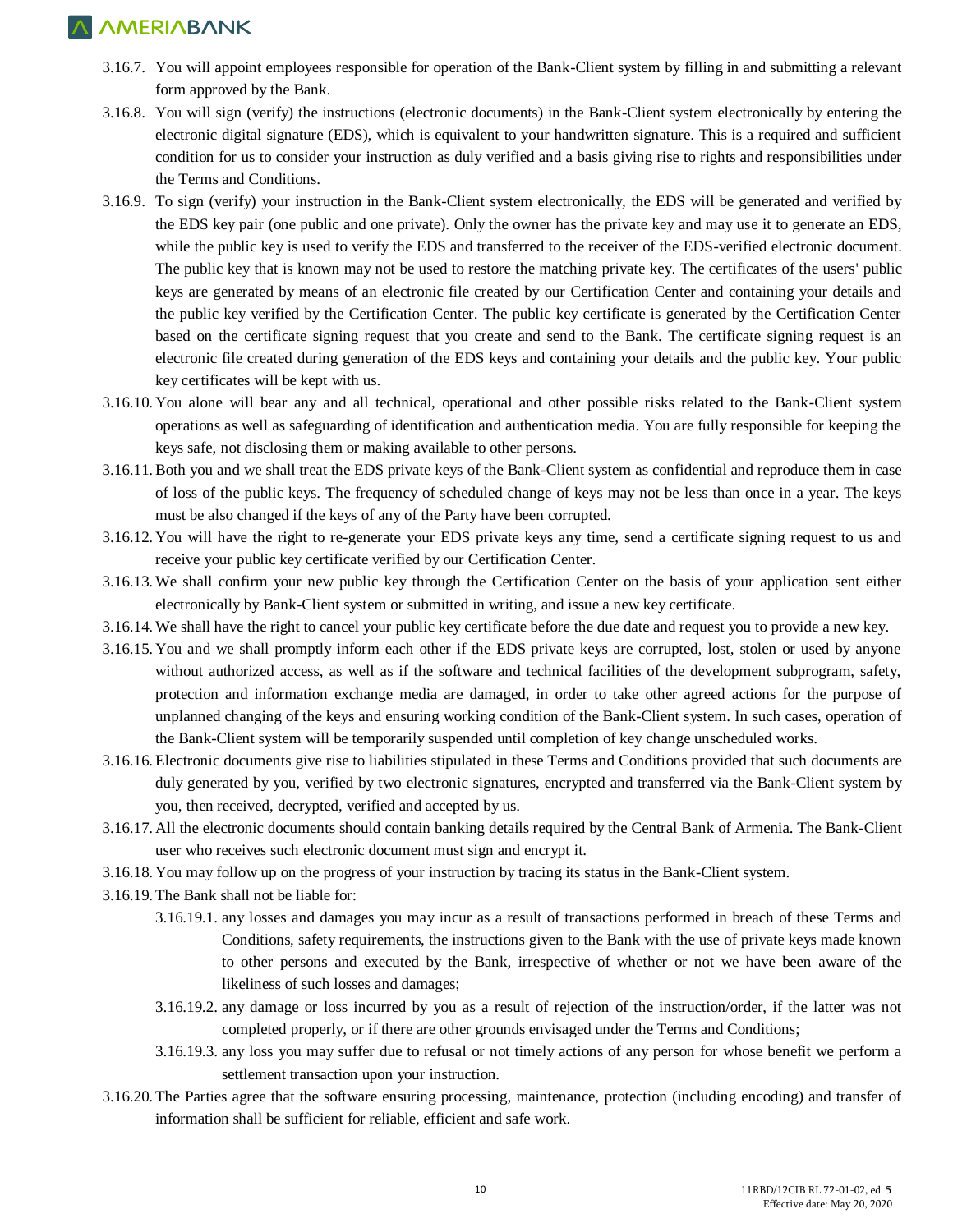3.16.7. You will appoint employees responsible for operation of the Bank-Client system by filling in and submitting a relevant form approved by the Bank.

3.16.8. You will sign (verify) the instructions (electronic documents) in the Bank-Client system electronically by entering the electronic digital signature (EDS), which is equivalent to your handwritten signature. This is a required and sufficient condition for us to consider your instruction as duly verified and a basis giving rise to rights and responsibilities under the Terms and Conditions.

3.16.9. To sign (verify) your instruction in the Bank-Client system electronically, the EDS will be generated and verified by the EDS key pair (one public and one private). Only the owner has the private key and may use it to generate an EDS, while the public key is used to verify the EDS and transferred to the receiver of the EDS-verified electronic document. The public key that is known may not be used to restore the matching private key. The certificates of the users' public keys are generated by means of an electronic file created by our Certification Center and containing your details and the public key verified by the Certification Center. The public key certificate is generated by the Certification Center based on the certificate signing request that you create and send to the Bank. The certificate signing request is an electronic file created during generation of the EDS keys and containing your details and the public key. Your public key certificates will be kept with us.

3.16.10. You alone will bear any and all technical, operational and other possible risks related to the Bank-Client system operations as well as safeguarding of identification and authentication media. You are fully responsible for keeping the keys safe, not disclosing them or making available to other persons.

3.16.11. Both you and we shall treat the EDS private keys of the Bank-Client system as confidential and reproduce them in case of loss of the public keys. The frequency of scheduled change of keys may not be less than once in a year. The keys must be also changed if the keys of any of the Party have been corrupted.

3.16.12. You will have the right to re-generate your EDS private keys any time, send a certificate signing request to us and receive your public key certificate verified by our Certification Center.

3.16.13. We shall confirm your new public key through the Certification Center on the basis of your application sent either electronically by Bank-Client system or submitted in writing, and issue a new key certificate.

3.16.14. We shall have the right to cancel your public key certificate before the due date and request you to provide a new key.

3.16.15. You and we shall promptly inform each other if the EDS private keys are corrupted, lost, stolen or used by anyone without authorized access, as well as if the software and technical facilities of the development subprogram, safety, protection and information exchange media are damaged, in order to take other agreed actions for the purpose of unplanned changing of the keys and ensuring working condition of the Bank-Client system. In such cases, operation of the Bank-Client system will be temporarily suspended until completion of key change unscheduled works.

3.16.16. Electronic documents give rise to liabilities stipulated in these Terms and Conditions provided that such documents are duly generated by you, verified by two electronic signatures, encrypted and transferred via the Bank-Client system by you, then received, decrypted, verified and accepted by us.

3.16.17. All the electronic documents should contain banking details required by the Central Bank of Armenia. The Bank-Client user who receives such electronic document must sign and encrypt it.

3.16.18. You may follow up on the progress of your instruction by tracing its status in the Bank-Client system.

3.16.19. The Bank shall not be liable for:

3.16.19.1. any losses and damages you may incur as a result of transactions performed in breach of these Terms and Conditions, safety requirements, the instructions given to the Bank with the use of private keys made known to other persons and executed by the Bank, irrespective of whether or not we have been aware of the likeliness of such losses and damages;

3.16.19.2. any damage or loss incurred by you as a result of rejection of the instruction/order, if the latter was not completed properly, or if there are other grounds envisaged under the Terms and Conditions;

3.16.19.3. any loss you may suffer due to refusal or not timely actions of any person for whose benefit we perform a settlement transaction upon your instruction.

3.16.20. The Parties agree that the software ensuring processing, maintenance, protection (including encoding) and transfer of information shall be sufficient for reliable, efficient and safe work.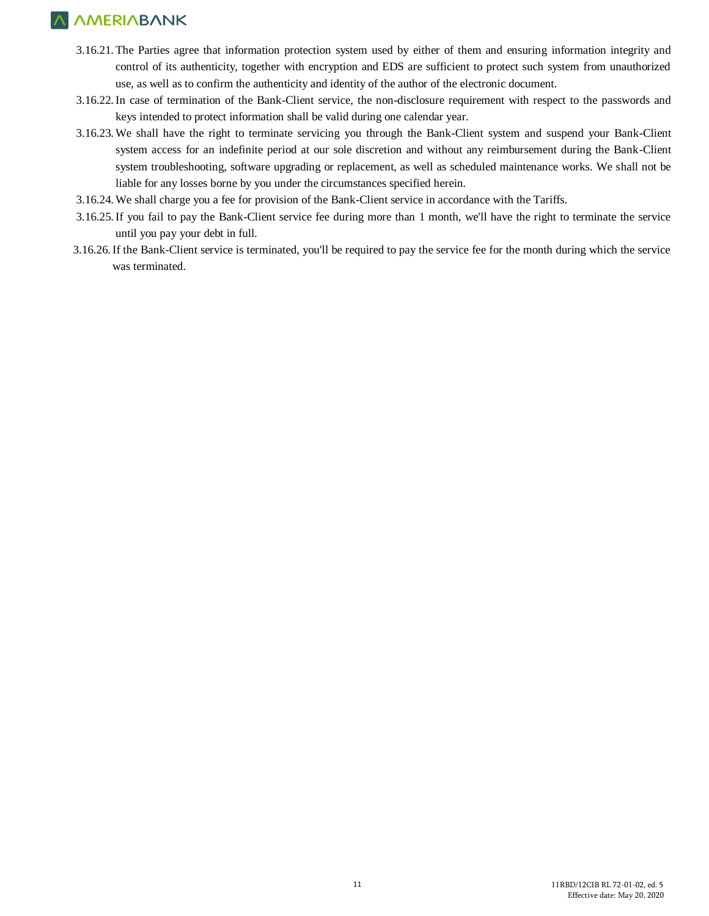3.16.21. The Parties agree that information protection system used by either of them and ensuring information integrity and control of its authenticity, together with encryption and EDS are sufficient to protect such system from unauthorized use, as well as to confirm the authenticity and identity of the author of the electronic document.

3.16.22. In case of termination of the Bank-Client service, the non-disclosure requirement with respect to the passwords and keys intended to protect information shall be valid during one calendar year.

3.16.23. We shall have the right to terminate servicing you through the Bank-Client system and suspend your Bank-Client system access for an indefinite period at our sole discretion and without any reimbursement during the Bank-Client system troubleshooting, software upgrading or replacement, as well as scheduled maintenance works. We shall not be liable for any losses borne by you under the circumstances specified herein.

3.16.24. We shall charge you a fee for provision of the Bank-Client service in accordance with the Tariffs.

3.16.25. If you fail to pay the Bank-Client service fee during more than 1 month, we'll have the right to terminate the service until you pay your debt in full.

3.16.26. If the Bank-Client service is terminated, you'll be required to pay the service fee for the month during which the service was terminated.